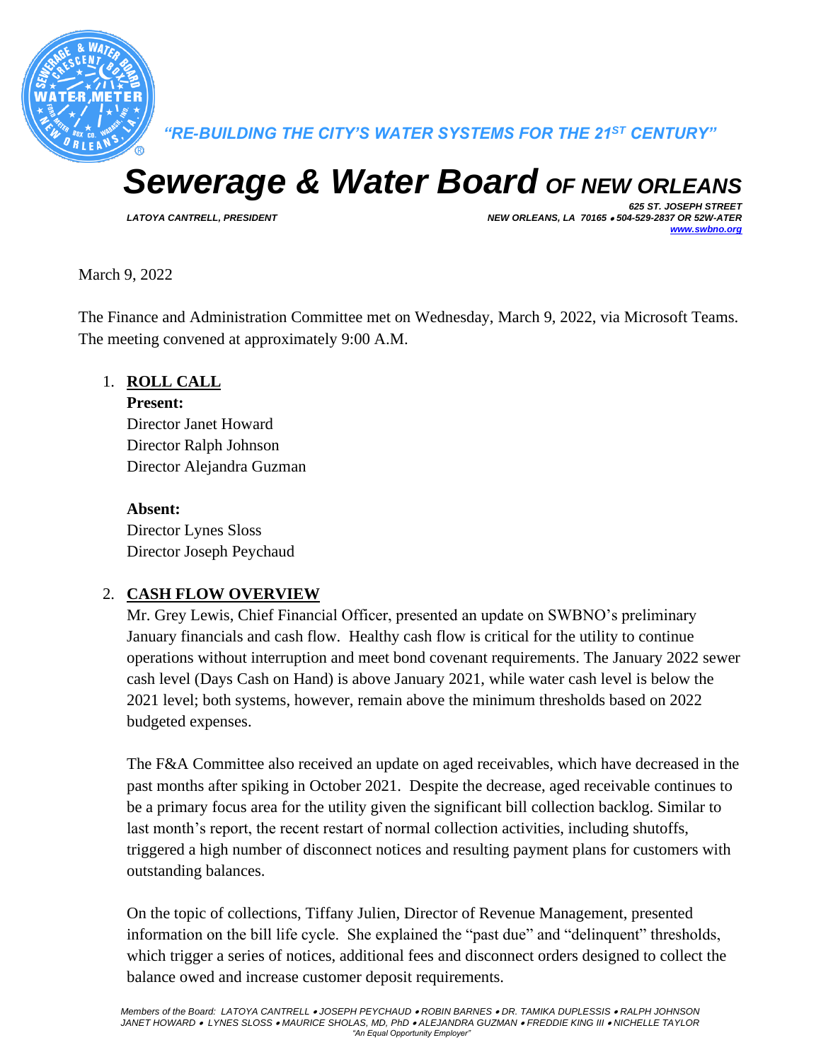*"RE-BUILDING THE CITY'S WATER SYSTEMS FOR THE 21$^{ST}$ CENTURY"*

# *Sewerage & Water Board OF NEW ORLEANS*

*LATOYA CANTRELL, PRESIDENT*

*625 ST. JOSEPH STREET*
*NEW ORLEANS, LA 70165 • 504-529-2837 OR 52W-ATER*
*www.swbno.org*

March 9, 2022

The Finance and Administration Committee met on Wednesday, March 9, 2022, via Microsoft Teams. The meeting convened at approximately 9:00 A.M.

1. **ROLL CALL**

   **Present:**
   Director Janet Howard
   Director Ralph Johnson
   Director Alejandra Guzman

   **Absent:**
   Director Lynes Sloss
   Director Joseph Peychaud

2. **CASH FLOW OVERVIEW**

   Mr. Grey Lewis, Chief Financial Officer, presented an update on SWBNO's preliminary January financials and cash flow. Healthy cash flow is critical for the utility to continue operations without interruption and meet bond covenant requirements. The January 2022 sewer cash level (Days Cash on Hand) is above January 2021, while water cash level is below the 2021 level; both systems, however, remain above the minimum thresholds based on 2022 budgeted expenses.

   The F&A Committee also received an update on aged receivables, which have decreased in the past months after spiking in October 2021. Despite the decrease, aged receivable continues to be a primary focus area for the utility given the significant bill collection backlog. Similar to last month's report, the recent restart of normal collection activities, including shutoffs, triggered a high number of disconnect notices and resulting payment plans for customers with outstanding balances.

   On the topic of collections, Tiffany Julien, Director of Revenue Management, presented information on the bill life cycle. She explained the "past due" and "delinquent" thresholds, which trigger a series of notices, additional fees and disconnect orders designed to collect the balance owed and increase customer deposit requirements.

*Members of the Board: LATOYA CANTRELL • JOSEPH PEYCHAUD • ROBIN BARNES • DR. TAMIKA DUPLESSIS • RALPH JOHNSON JANET HOWARD • LYNES SLOSS • MAURICE SHOLAS, MD, PhD • ALEJANDRA GUZMAN • FREDDIE KING III • NICHELLE TAYLOR*
*"An Equal Opportunity Employer"*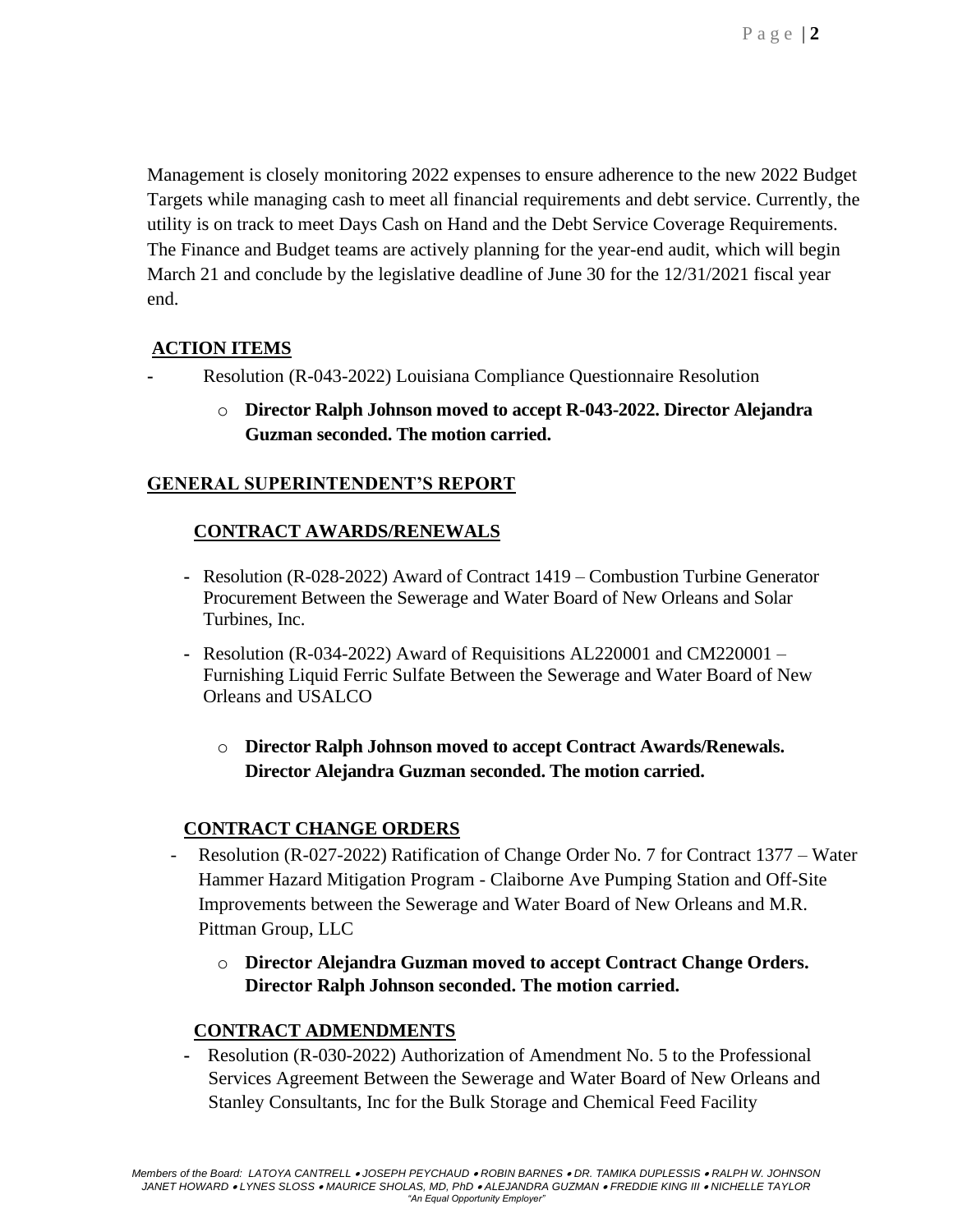Management is closely monitoring 2022 expenses to ensure adherence to the new 2022 Budget Targets while managing cash to meet all financial requirements and debt service. Currently, the utility is on track to meet Days Cash on Hand and the Debt Service Coverage Requirements. The Finance and Budget teams are actively planning for the year-end audit, which will begin March 21 and conclude by the legislative deadline of June 30 for the 12/31/2021 fiscal year end.

## ACTION ITEMS

- Resolution (R-043-2022) Louisiana Compliance Questionnaire Resolution
  - **Director Ralph Johnson moved to accept R-043-2022. Director Alejandra Guzman seconded. The motion carried.**

## GENERAL SUPERINTENDENT'S REPORT

### CONTRACT AWARDS/RENEWALS

- Resolution (R-028-2022) Award of Contract 1419 – Combustion Turbine Generator Procurement Between the Sewerage and Water Board of New Orleans and Solar Turbines, Inc.
- Resolution (R-034-2022) Award of Requisitions AL220001 and CM220001 – Furnishing Liquid Ferric Sulfate Between the Sewerage and Water Board of New Orleans and USALCO
  - **Director Ralph Johnson moved to accept Contract Awards/Renewals. Director Alejandra Guzman seconded. The motion carried.**

### CONTRACT CHANGE ORDERS

- Resolution (R-027-2022) Ratification of Change Order No. 7 for Contract 1377 – Water Hammer Hazard Mitigation Program - Claiborne Ave Pumping Station and Off-Site Improvements between the Sewerage and Water Board of New Orleans and M.R. Pittman Group, LLC
  - **Director Alejandra Guzman moved to accept Contract Change Orders. Director Ralph Johnson seconded. The motion carried.**

### CONTRACT ADMENDMENTS

- Resolution (R-030-2022) Authorization of Amendment No. 5 to the Professional Services Agreement Between the Sewerage and Water Board of New Orleans and Stanley Consultants, Inc for the Bulk Storage and Chemical Feed Facility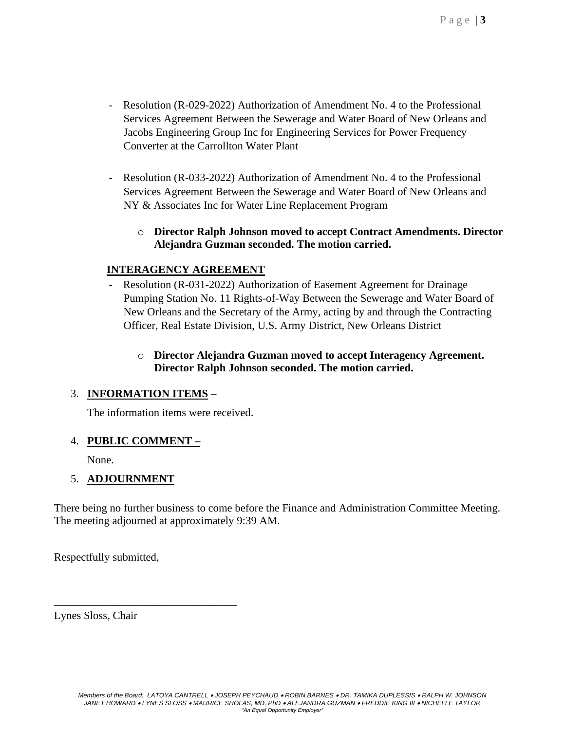- Resolution (R-029-2022) Authorization of Amendment No. 4 to the Professional Services Agreement Between the Sewerage and Water Board of New Orleans and Jacobs Engineering Group Inc for Engineering Services for Power Frequency Converter at the Carrollton Water Plant

- Resolution (R-033-2022) Authorization of Amendment No. 4 to the Professional Services Agreement Between the Sewerage and Water Board of New Orleans and NY & Associates Inc for Water Line Replacement Program

    - **Director Ralph Johnson moved to accept Contract Amendments. Director Alejandra Guzman seconded. The motion carried.**

**INTERAGENCY AGREEMENT**

- Resolution (R-031-2022) Authorization of Easement Agreement for Drainage Pumping Station No. 11 Rights-of-Way Between the Sewerage and Water Board of New Orleans and the Secretary of the Army, acting by and through the Contracting Officer, Real Estate Division, U.S. Army District, New Orleans District

    - **Director Alejandra Guzman moved to accept Interagency Agreement. Director Ralph Johnson seconded. The motion carried.**

3. **INFORMATION ITEMS** –

   The information items were received.

4. **PUBLIC COMMENT –**

   None.

5. **ADJOURNMENT**

There being no further business to come before the Finance and Administration Committee Meeting. The meeting adjourned at approximately 9:39 AM.

Respectfully submitted,

\_\_\_\_\_\_\_\_\_\_\_\_\_\_\_\_\_\_\_\_\_\_\_\_\_\_\_\_\_\_\_\_\_\_

Lynes Sloss, Chair

*Members of the Board: LATOYA CANTRELL • JOSEPH PEYCHAUD • ROBIN BARNES • DR. TAMIKA DUPLESSIS • RALPH W. JOHNSON JANET HOWARD • LYNES SLOSS • MAURICE SHOLAS, MD, PhD • ALEJANDRA GUZMAN • FREDDIE KING III • NICHELLE TAYLOR*
*"An Equal Opportunity Employer"*